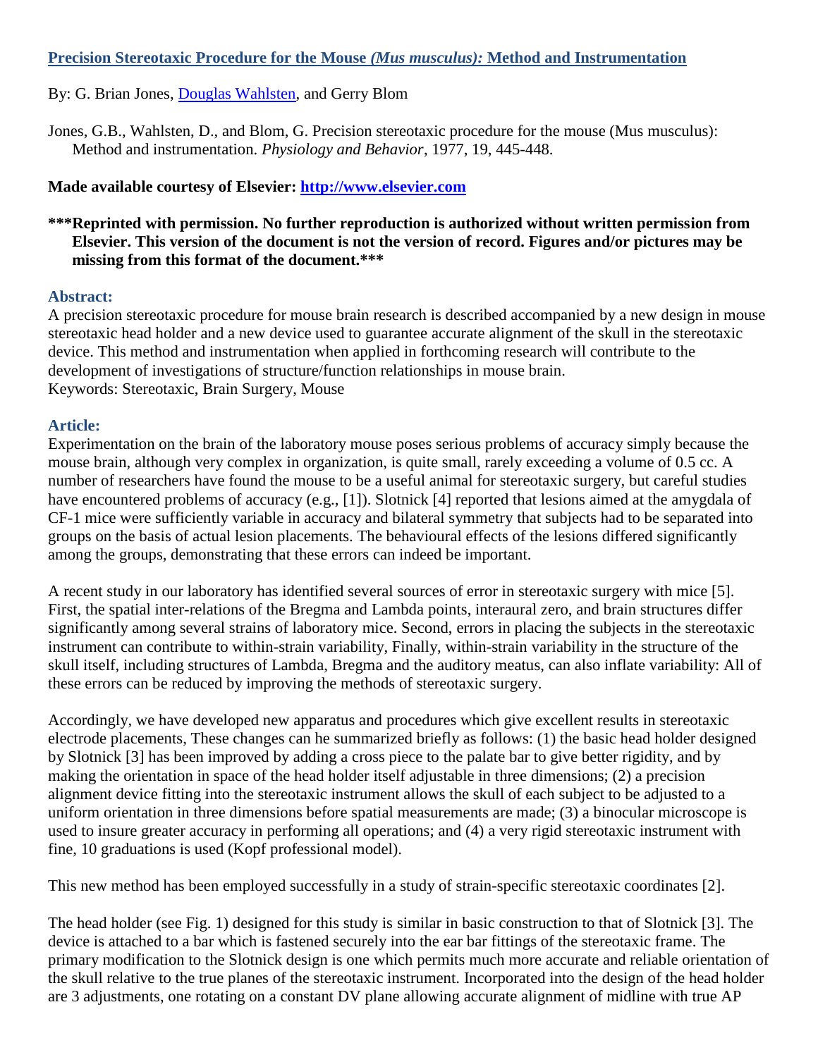# [Precision Stereotaxic Procedure for the Mouse *(Mus musculus):* Method and Instrumentation](#)

By: G. Brian Jones, [Douglas Wahlsten](#), and Gerry Blom

Jones, G.B., Wahlsten, D., and Blom, G. Precision stereotaxic procedure for the mouse (Mus musculus): Method and instrumentation. *Physiology and Behavior*, 1977, 19, 445-448.

**Made available courtesy of Elsevier: [http://www.elsevier.com](http://www.elsevier.com)**

**\*\*\*Reprinted with permission. No further reproduction is authorized without written permission from Elsevier. This version of the document is not the version of record. Figures and/or pictures may be missing from this format of the document.\*\*\***

## Abstract:

A precision stereotaxic procedure for mouse brain research is described accompanied by a new design in mouse stereotaxic head holder and a new device used to guarantee accurate alignment of the skull in the stereotaxic device. This method and instrumentation when applied in forthcoming research will contribute to the development of investigations of structure/function relationships in mouse brain.

Keywords: Stereotaxic, Brain Surgery, Mouse

## Article:

Experimentation on the brain of the laboratory mouse poses serious problems of accuracy simply because the mouse brain, although very complex in organization, is quite small, rarely exceeding a volume of 0.5 cc. A number of researchers have found the mouse to be a useful animal for stereotaxic surgery, but careful studies have encountered problems of accuracy (e.g., [1]). Slotnick [4] reported that lesions aimed at the amygdala of CF-1 mice were sufficiently variable in accuracy and bilateral symmetry that subjects had to be separated into groups on the basis of actual lesion placements. The behavioural effects of the lesions differed significantly among the groups, demonstrating that these errors can indeed be important.

A recent study in our laboratory has identified several sources of error in stereotaxic surgery with mice [5]. First, the spatial inter-relations of the Bregma and Lambda points, interaural zero, and brain structures differ significantly among several strains of laboratory mice. Second, errors in placing the subjects in the stereotaxic instrument can contribute to within-strain variability, Finally, within-strain variability in the structure of the skull itself, including structures of Lambda, Bregma and the auditory meatus, can also inflate variability: All of these errors can be reduced by improving the methods of stereotaxic surgery.

Accordingly, we have developed new apparatus and procedures which give excellent results in stereotaxic electrode placements, These changes can he summarized briefly as follows: (1) the basic head holder designed by Slotnick [3] has been improved by adding a cross piece to the palate bar to give better rigidity, and by making the orientation in space of the head holder itself adjustable in three dimensions; (2) a precision alignment device fitting into the stereotaxic instrument allows the skull of each subject to be adjusted to a uniform orientation in three dimensions before spatial measurements are made; (3) a binocular microscope is used to insure greater accuracy in performing all operations; and (4) a very rigid stereotaxic instrument with fine, 10 graduations is used (Kopf professional model).

This new method has been employed successfully in a study of strain-specific stereotaxic coordinates [2].

The head holder (see Fig. 1) designed for this study is similar in basic construction to that of Slotnick [3]. The device is attached to a bar which is fastened securely into the ear bar fittings of the stereotaxic frame. The primary modification to the Slotnick design is one which permits much more accurate and reliable orientation of the skull relative to the true planes of the stereotaxic instrument. Incorporated into the design of the head holder are 3 adjustments, one rotating on a constant DV plane allowing accurate alignment of midline with true AP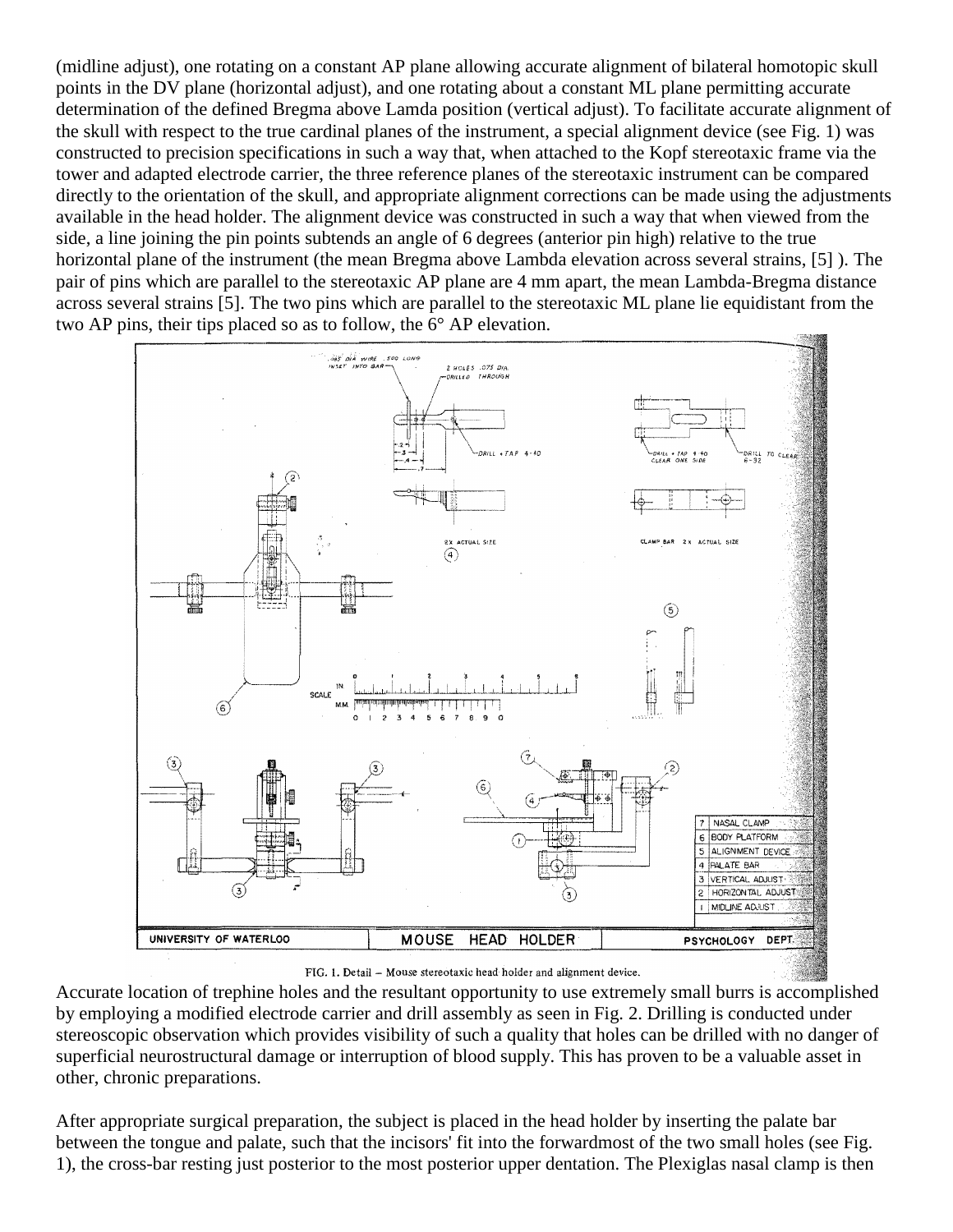(midline adjust), one rotating on a constant AP plane allowing accurate alignment of bilateral homotopic skull points in the DV plane (horizontal adjust), and one rotating about a constant ML plane permitting accurate determination of the defined Bregma above Lamda position (vertical adjust). To facilitate accurate alignment of the skull with respect to the true cardinal planes of the instrument, a special alignment device (see Fig. 1) was constructed to precision specifications in such a way that, when attached to the Kopf stereotaxic frame via the tower and adapted electrode carrier, the three reference planes of the stereotaxic instrument can be compared directly to the orientation of the skull, and appropriate alignment corrections can be made using the adjustments available in the head holder. The alignment device was constructed in such a way that when viewed from the side, a line joining the pin points subtends an angle of 6 degrees (anterior pin high) relative to the true horizontal plane of the instrument (the mean Bregma above Lambda elevation across several strains, [5] ). The pair of pins which are parallel to the stereotaxic AP plane are 4 mm apart, the mean Lambda-Bregma distance across several strains [5]. The two pins which are parallel to the stereotaxic ML plane lie equidistant from the two AP pins, their tips placed so as to follow, the 6° AP elevation.

FIG. 1. Detail – Mouse stereotaxic head holder and alignment device.

Accurate location of trephine holes and the resultant opportunity to use extremely small burrs is accomplished by employing a modified electrode carrier and drill assembly as seen in Fig. 2. Drilling is conducted under stereoscopic observation which provides visibility of such a quality that holes can be drilled with no danger of superficial neurostructural damage or interruption of blood supply. This has proven to be a valuable asset in other, chronic preparations.

After appropriate surgical preparation, the subject is placed in the head holder by inserting the palate bar between the tongue and palate, such that the incisors' fit into the forwardmost of the two small holes (see Fig. 1), the cross-bar resting just posterior to the most posterior upper dentation. The Plexiglas nasal clamp is then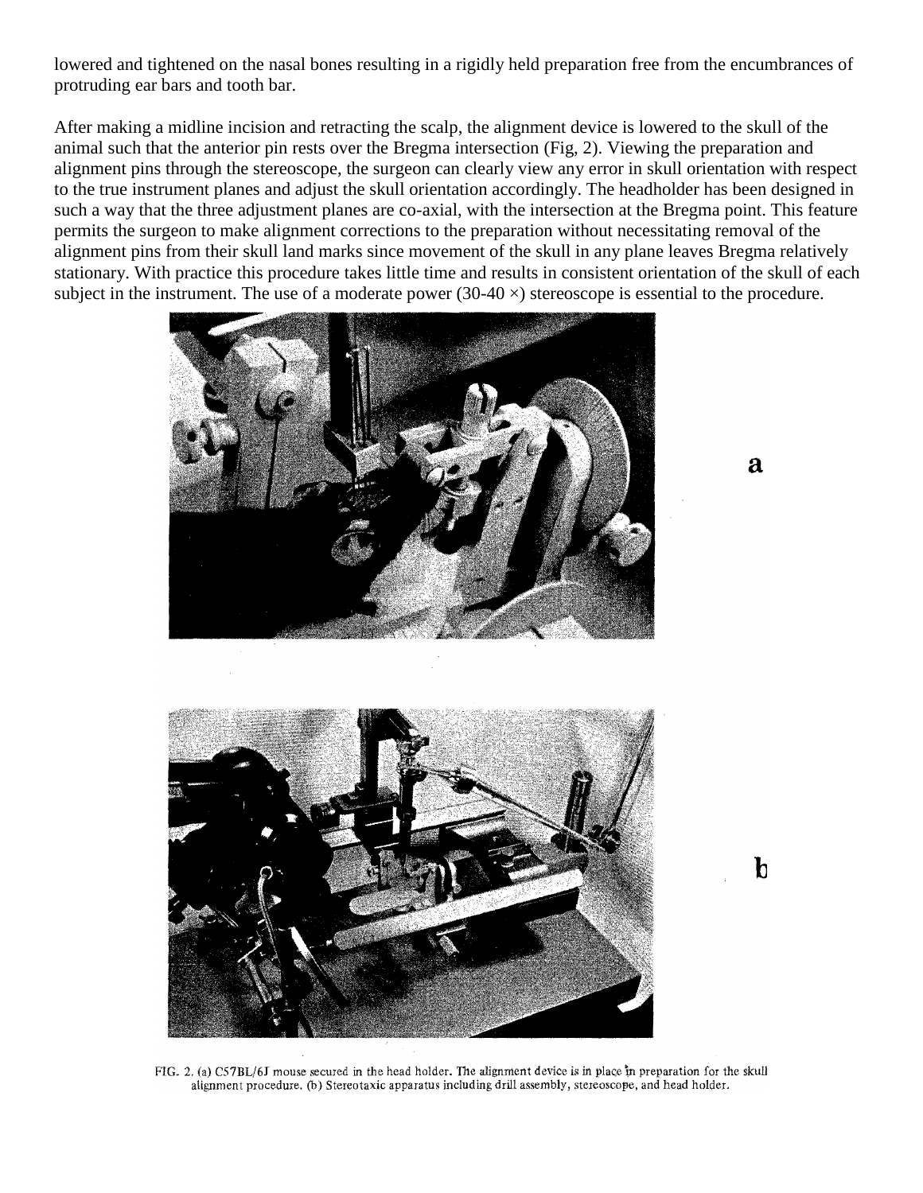lowered and tightened on the nasal bones resulting in a rigidly held preparation free from the encumbrances of protruding ear bars and tooth bar.

After making a midline incision and retracting the scalp, the alignment device is lowered to the skull of the animal such that the anterior pin rests over the Bregma intersection (Fig, 2). Viewing the preparation and alignment pins through the stereoscope, the surgeon can clearly view any error in skull orientation with respect to the true instrument planes and adjust the skull orientation accordingly. The headholder has been designed in such a way that the three adjustment planes are co-axial, with the intersection at the Bregma point. This feature permits the surgeon to make alignment corrections to the preparation without necessitating removal of the alignment pins from their skull land marks since movement of the skull in any plane leaves Bregma relatively stationary. With practice this procedure takes little time and results in consistent orientation of the skull of each subject in the instrument. The use of a moderate power (30-40 ×) stereoscope is essential to the procedure.

a

b

FIG. 2. (a) C57BL/6J mouse secured in the head holder. The alignment device is in place in preparation for the skull alignment procedure. (b) Stereotaxic apparatus including drill assembly, stereoscope, and head holder.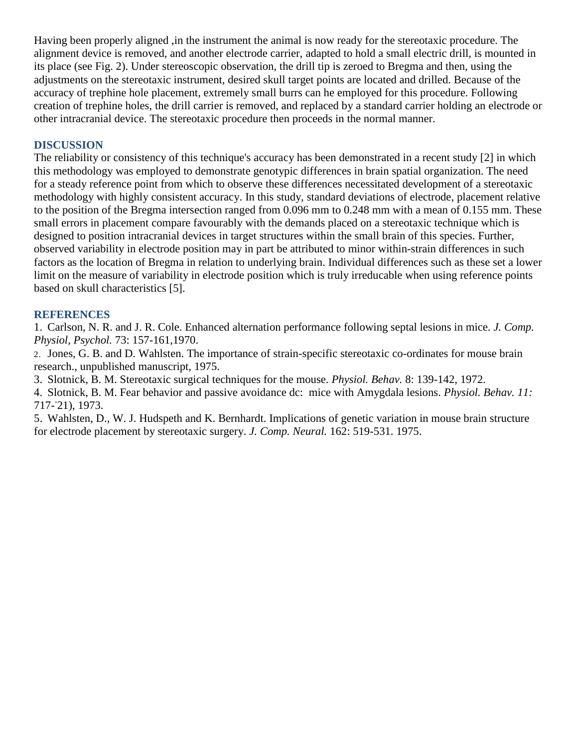Having been properly aligned ,in the instrument the animal is now ready for the stereotaxic procedure. The alignment device is removed, and another electrode carrier, adapted to hold a small electric drill, is mounted in its place (see Fig. 2). Under stereoscopic observation, the drill tip is zeroed to Bregma and then, using the adjustments on the stereotaxic instrument, desired skull target points are located and drilled. Because of the accuracy of trephine hole placement, extremely small burrs can he employed for this procedure. Following creation of trephine holes, the drill carrier is removed, and replaced by a standard carrier holding an electrode or other intracranial device. The stereotaxic procedure then proceeds in the normal manner.

## DISCUSSION

The reliability or consistency of this technique's accuracy has been demonstrated in a recent study [2] in which this methodology was employed to demonstrate genotypic differences in brain spatial organization. The need for a steady reference point from which to observe these differences necessitated development of a stereotaxic methodology with highly consistent accuracy. In this study, standard deviations of electrode, placement relative to the position of the Bregma intersection ranged from 0.096 mm to 0.248 mm with a mean of 0.155 mm. These small errors in placement compare favourably with the demands placed on a stereotaxic technique which is designed to position intracranial devices in target structures within the small brain of this species. Further, observed variability in electrode position may in part be attributed to minor within-strain differences in such factors as the location of Bregma in relation to underlying brain. Individual differences such as these set a lower limit on the measure of variability in electrode position which is truly irreducable when using reference points based on skull characteristics [5].

## REFERENCES

1. Carlson, N. R. and J. R. Cole. Enhanced alternation performance following septal lesions in mice. *J. Comp. Physiol, Psychol.* 73: 157-161,1970.
2. Jones, G. B. and D. Wahlsten. The importance of strain-specific stereotaxic co-ordinates for mouse brain research., unpublished manuscript, 1975.
3. Slotnick, B. M. Stereotaxic surgical techniques for the mouse. *Physiol. Behav.* 8: 139-142, 1972.
4. Slotnick, B. M. Fear behavior and passive avoidance dc: mice with Amygdala lesions. *Physiol. Behav. 11:* 717-21), 1973.
5. Wahlsten, D., W. J. Hudspeth and K. Bernhardt. Implications of genetic variation in mouse brain structure for electrode placement by stereotaxic surgery. *J. Comp. Neural.* 162: 519-531. 1975.